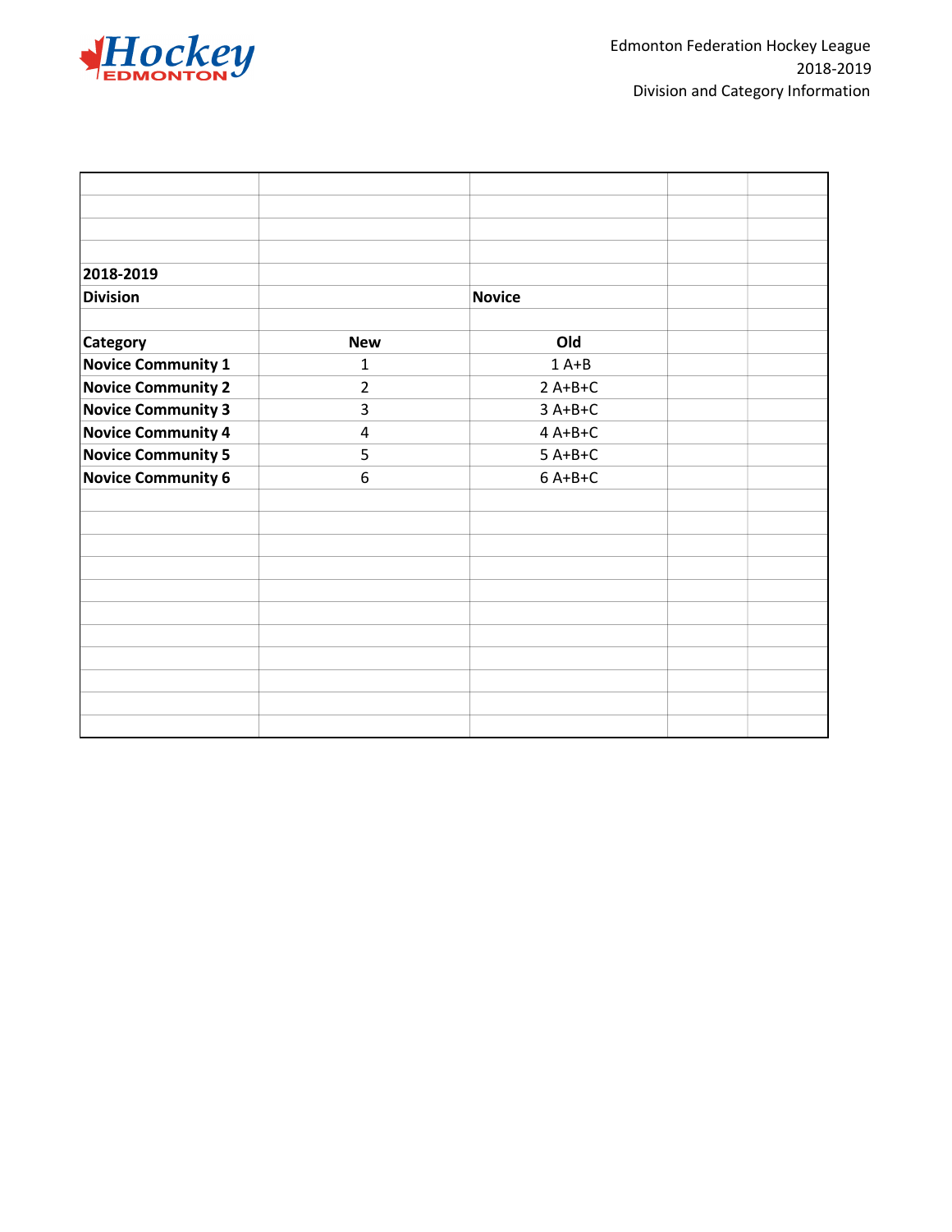Edmonton Federation Hockey League
2018-2019
Division and Category Information

| 2018-2019 | | |
|---|---|---|
| **Division** | | **Novice** |
| | | |
| **Category** | **New** | **Old** |
| **Novice Community 1** | 1 | 1 A+B |
| **Novice Community 2** | 2 | 2 A+B+C |
| **Novice Community 3** | 3 | 3 A+B+C |
| **Novice Community 4** | 4 | 4 A+B+C |
| **Novice Community 5** | 5 | 5 A+B+C |
| **Novice Community 6** | 6 | 6 A+B+C |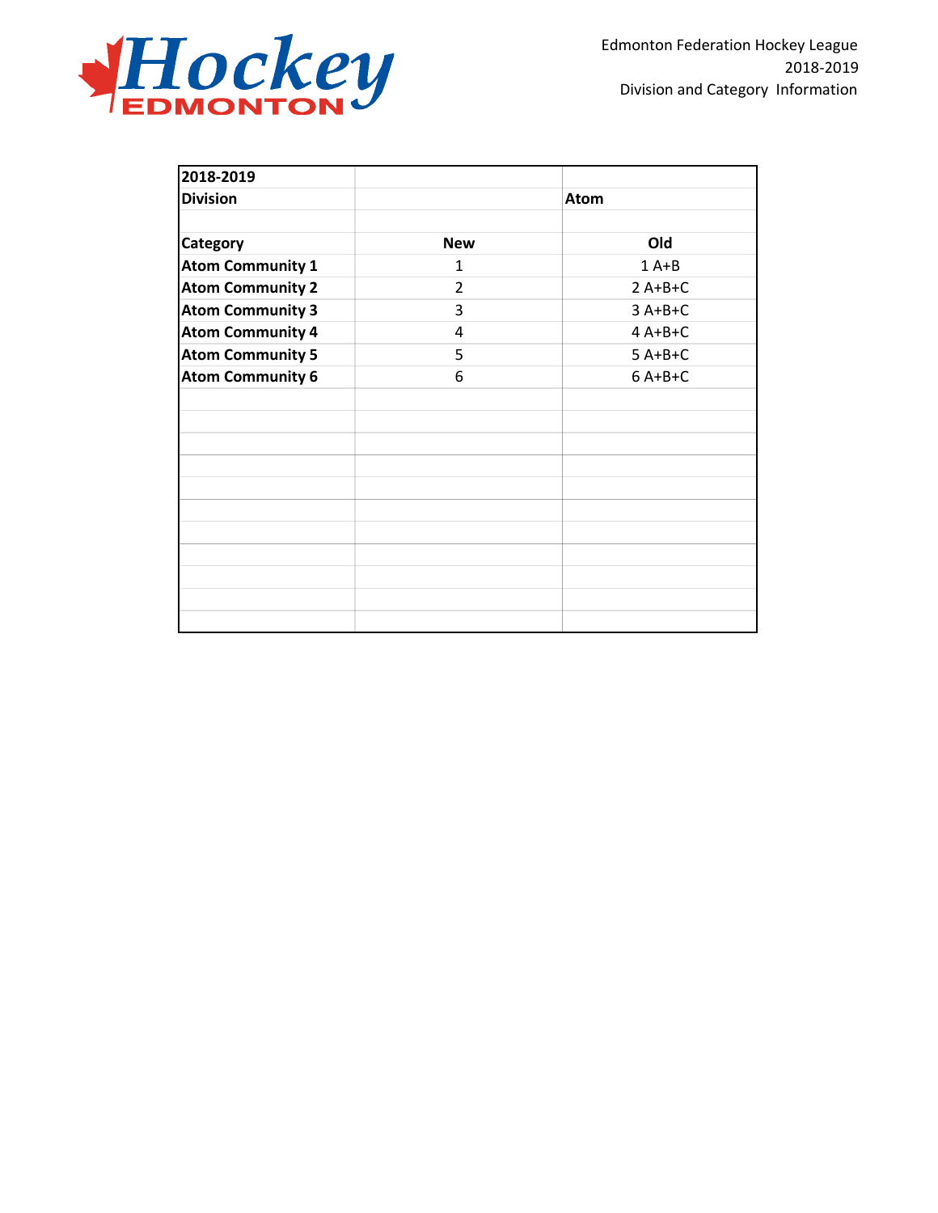Edmonton Federation Hockey League
2018-2019
Division and Category Information

| **2018-2019** | | |
|---|---|---|
| **Division** | | **Atom** |
| | | |
| **Category** | **New** | **Old** |
| **Atom Community 1** | 1 | 1 A+B |
| **Atom Community 2** | 2 | 2 A+B+C |
| **Atom Community 3** | 3 | 3 A+B+C |
| **Atom Community 4** | 4 | 4 A+B+C |
| **Atom Community 5** | 5 | 5 A+B+C |
| **Atom Community 6** | 6 | 6 A+B+C |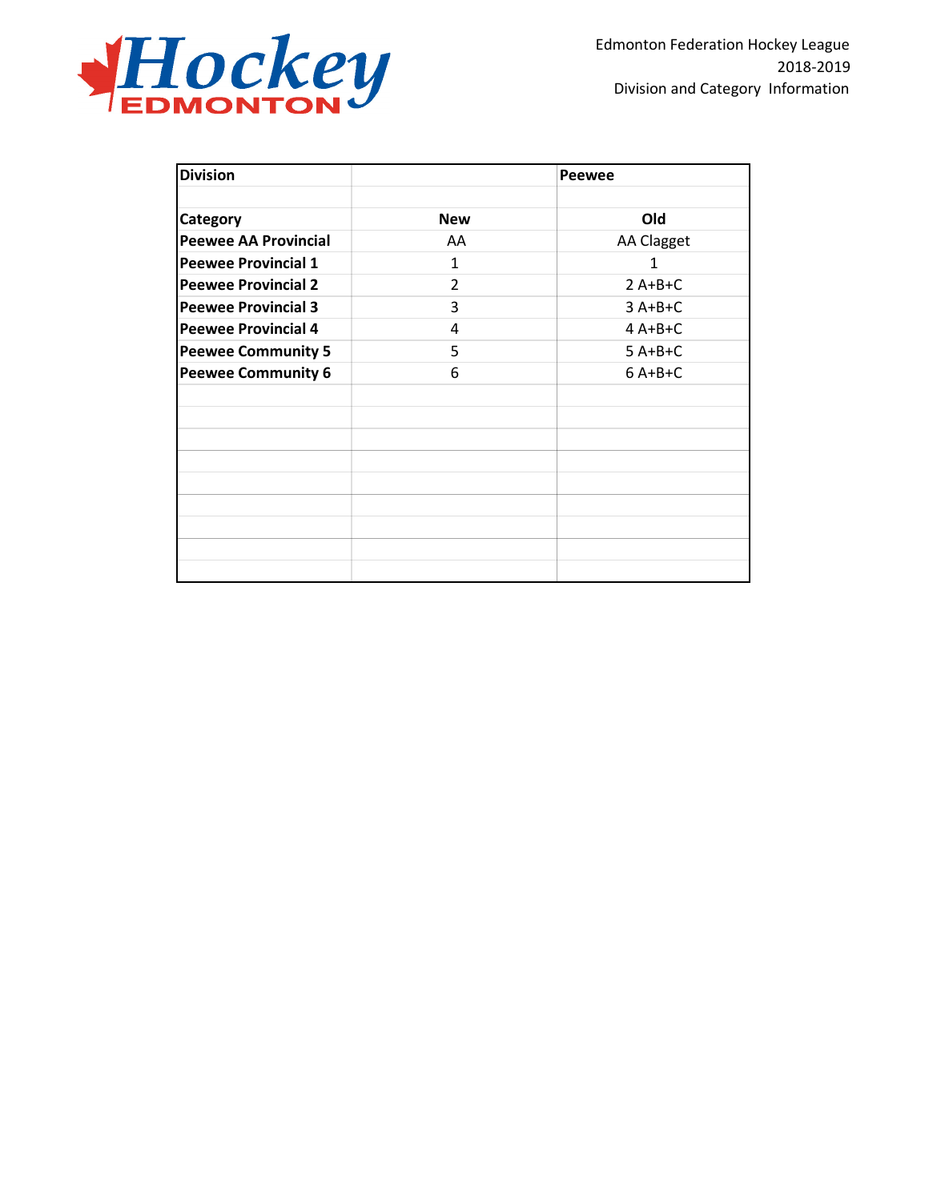Hockey EDMONTON

Edmonton Federation Hockey League
2018-2019
Division and Category Information

| **Division** | | **Peewee** |
|---|---|---|
| | | |
| **Category** | **New** | **Old** |
| **Peewee AA Provincial** | AA | AA Clagget |
| **Peewee Provincial 1** | 1 | 1 |
| **Peewee Provincial 2** | 2 | 2 A+B+C |
| **Peewee Provincial 3** | 3 | 3 A+B+C |
| **Peewee Provincial 4** | 4 | 4 A+B+C |
| **Peewee Community 5** | 5 | 5 A+B+C |
| **Peewee Community 6** | 6 | 6 A+B+C |
| | | |
| | | |
| | | |
| | | |
| | | |
| | | |
| | | |
| | | |
| | | |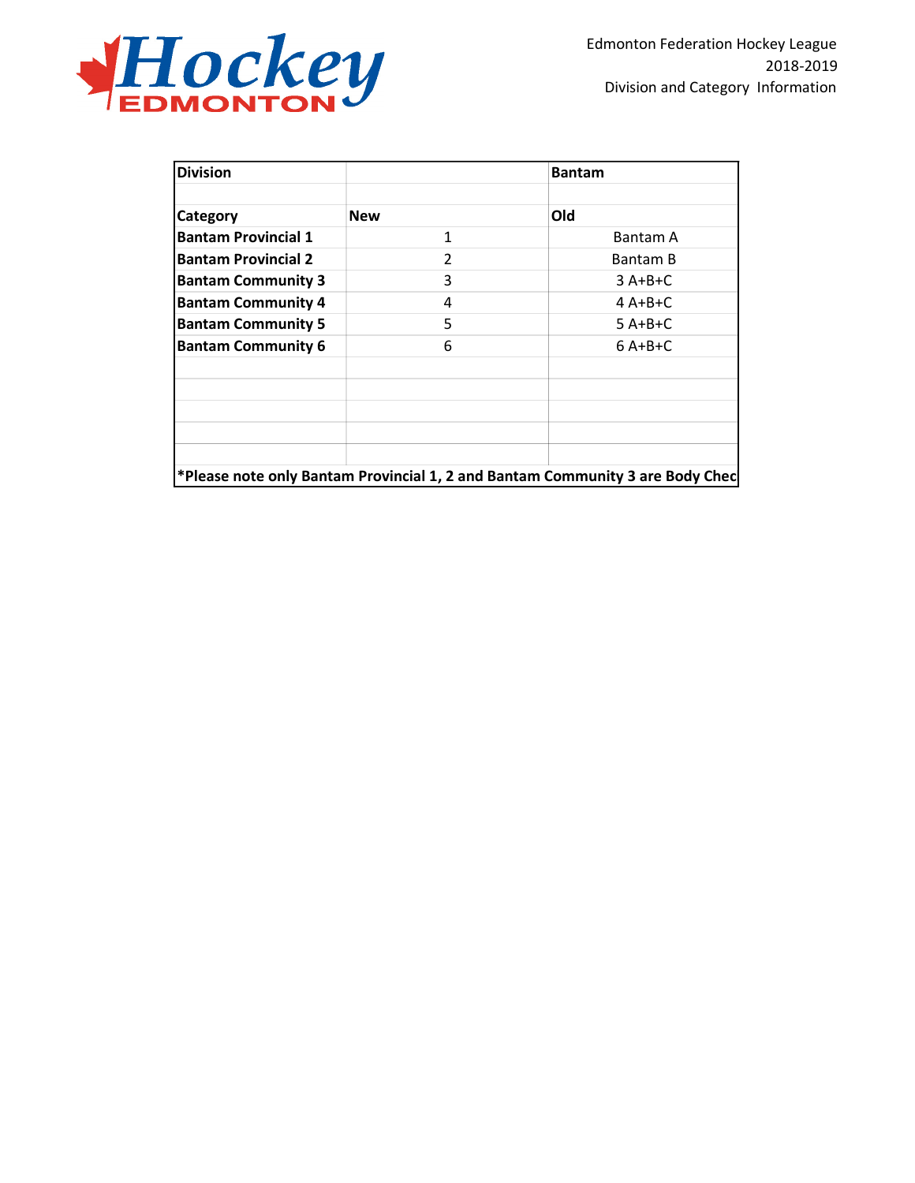Edmonton Federation Hockey League
2018-2019
Division and Category Information

| Division | | Bantam |
|---|---|---|
| | | |
| **Category** | **New** | **Old** |
| **Bantam Provincial 1** | 1 | Bantam A |
| **Bantam Provincial 2** | 2 | Bantam B |
| **Bantam Community 3** | 3 | 3 A+B+C |
| **Bantam Community 4** | 4 | 4 A+B+C |
| **Bantam Community 5** | 5 | 5 A+B+C |
| **Bantam Community 6** | 6 | 6 A+B+C |

**\*Please note only Bantam Provincial 1, 2 and Bantam Community 3 are Body Chec**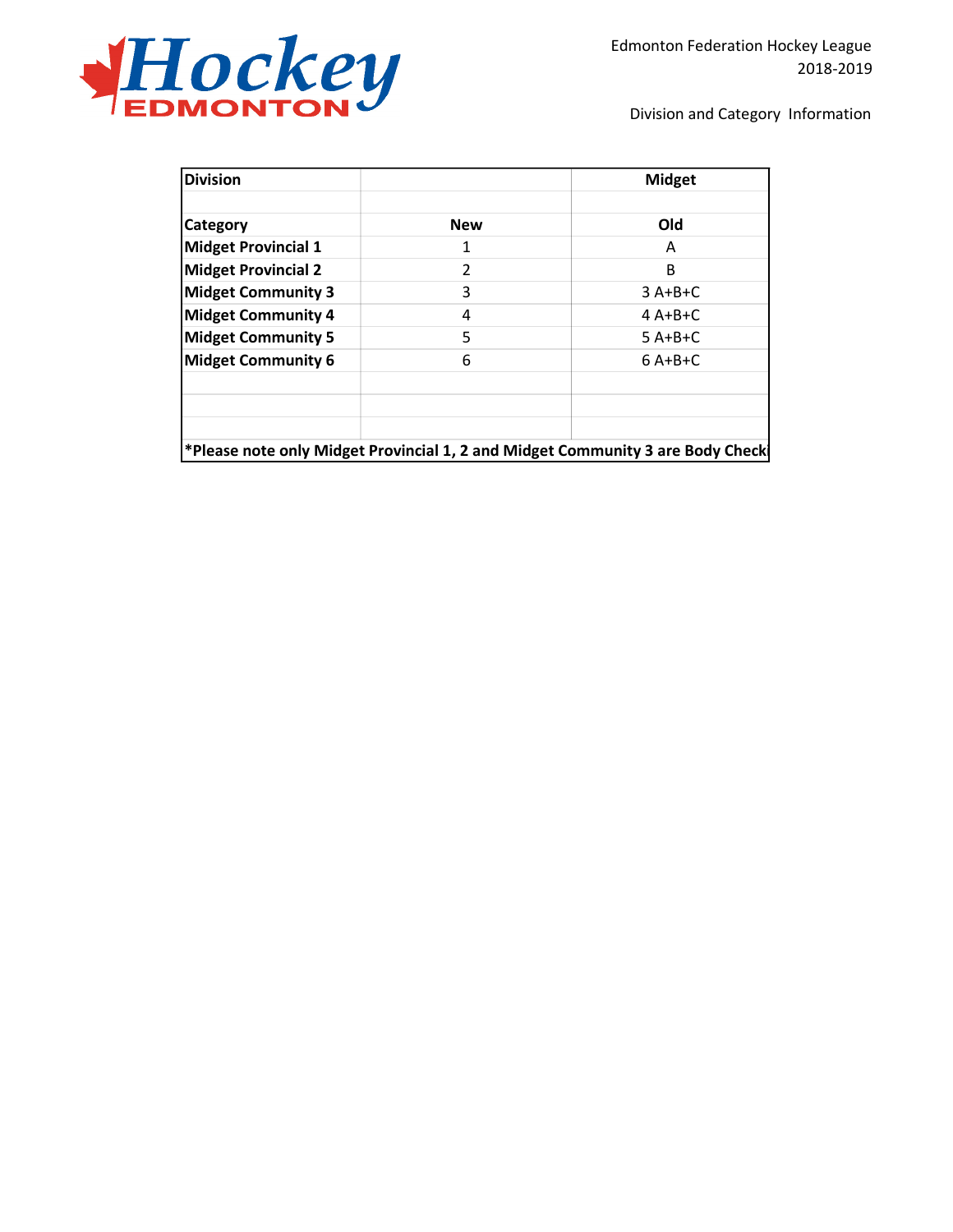Edmonton Federation Hockey League
2018-2019

Division and Category Information

| Division | | Midget |
|---|---|---|
| | | |
| **Category** | **New** | **Old** |
| **Midget Provincial 1** | 1 | A |
| **Midget Provincial 2** | 2 | B |
| **Midget Community 3** | 3 | 3 A+B+C |
| **Midget Community 4** | 4 | 4 A+B+C |
| **Midget Community 5** | 5 | 5 A+B+C |
| **Midget Community 6** | 6 | 6 A+B+C |
| | | |
| | | |
| | | |

**\*Please note only Midget Provincial 1, 2 and Midget Community 3 are Body Checki**